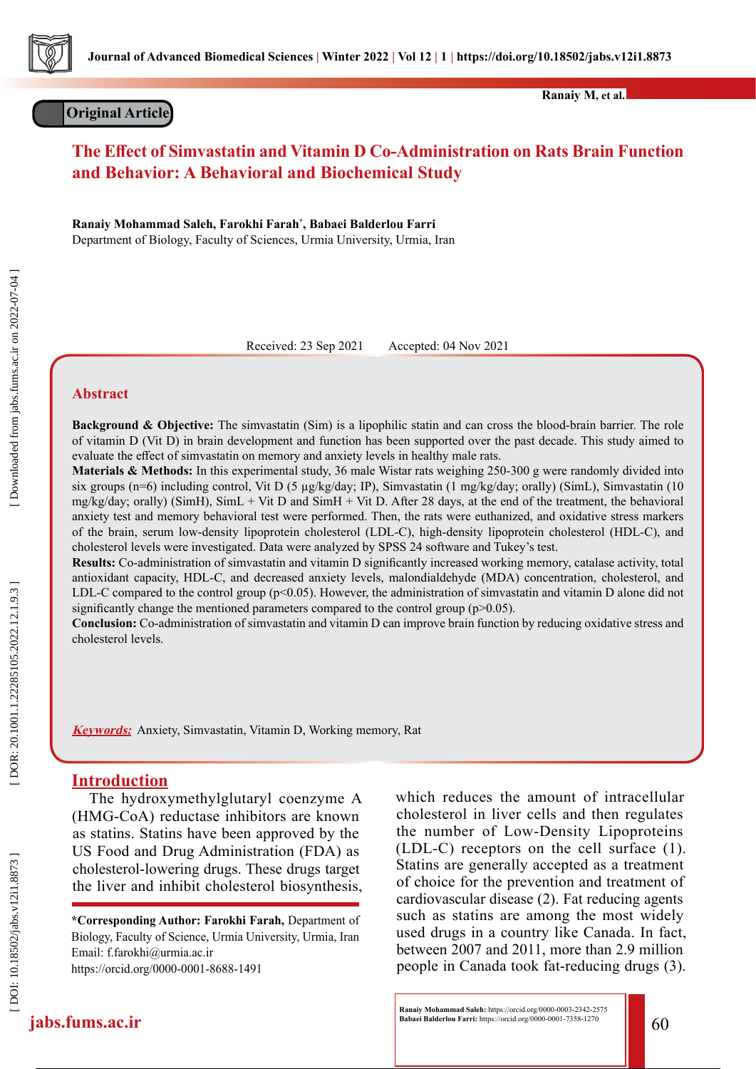Original Article

# The Effect of Simvastatin and Vitamin D Co-Administration on Rats Brain Function and Behavior: A Behavioral and Biochemical Study

**Ranaiy Mohammad Saleh, Farokhi Farah*, Babaei Balderlou Farri**

Department of Biology, Faculty of Sciences, Urmia University, Urmia, Iran

Received: 23 Sep 2021 Accepted: 04 Nov 2021

## Abstract

**Background & Objective:** The simvastatin (Sim) is a lipophilic statin and can cross the blood-brain barrier. The role of vitamin D (Vit D) in brain development and function has been supported over the past decade. This study aimed to evaluate the effect of simvastatin on memory and anxiety levels in healthy male rats.

**Materials & Methods:** In this experimental study, 36 male Wistar rats weighing 250-300 g were randomly divided into six groups (n=6) including control, Vit D (5 µg/kg/day; IP), Simvastatin (1 mg/kg/day; orally) (SimL), Simvastatin (10 mg/kg/day; orally) (SimH), SimL + Vit D and SimH + Vit D. After 28 days, at the end of the treatment, the behavioral anxiety test and memory behavioral test were performed. Then, the rats were euthanized, and oxidative stress markers of the brain, serum low-density lipoprotein cholesterol (LDL-C), high-density lipoprotein cholesterol (HDL-C), and cholesterol levels were investigated. Data were analyzed by SPSS 24 software and Tukey's test.

**Results:** Co-administration of simvastatin and vitamin D significantly increased working memory, catalase activity, total antioxidant capacity, HDL-C, and decreased anxiety levels, malondialdehyde (MDA) concentration, cholesterol, and LDL-C compared to the control group ($p<0.05$). However, the administration of simvastatin and vitamin D alone did not significantly change the mentioned parameters compared to the control group ($p>0.05$).

**Conclusion:** Co-administration of simvastatin and vitamin D can improve brain function by reducing oxidative stress and cholesterol levels.

***Keywords:*** Anxiety, Simvastatin, Vitamin D, Working memory, Rat

## Introduction

The hydroxymethylglutaryl coenzyme A (HMG-CoA) reductase inhibitors are known as statins. Statins have been approved by the US Food and Drug Administration (FDA) as cholesterol-lowering drugs. These drugs target the liver and inhibit cholesterol biosynthesis, which reduces the amount of intracellular cholesterol in liver cells and then regulates the number of Low-Density Lipoproteins (LDL-C) receptors on the cell surface (1). Statins are generally accepted as a treatment of choice for the prevention and treatment of cardiovascular disease (2). Fat reducing agents such as statins are among the most widely used drugs in a country like Canada. In fact, between 2007 and 2011, more than 2.9 million people in Canada took fat-reducing drugs (3).

**\*Corresponding Author: Farokhi Farah,** Department of Biology, Faculty of Science, Urmia University, Urmia, Iran
Email: f.farokhi@urmia.ac.ir
https://orcid.org/0000-0001-8688-1491

**Ranaiy Mohammad Saleh:** https://orcid.org/0000-0003-2342-2575
**Babaei Balderlou Farri:** https://orcid.org/0000-0001-7358-1270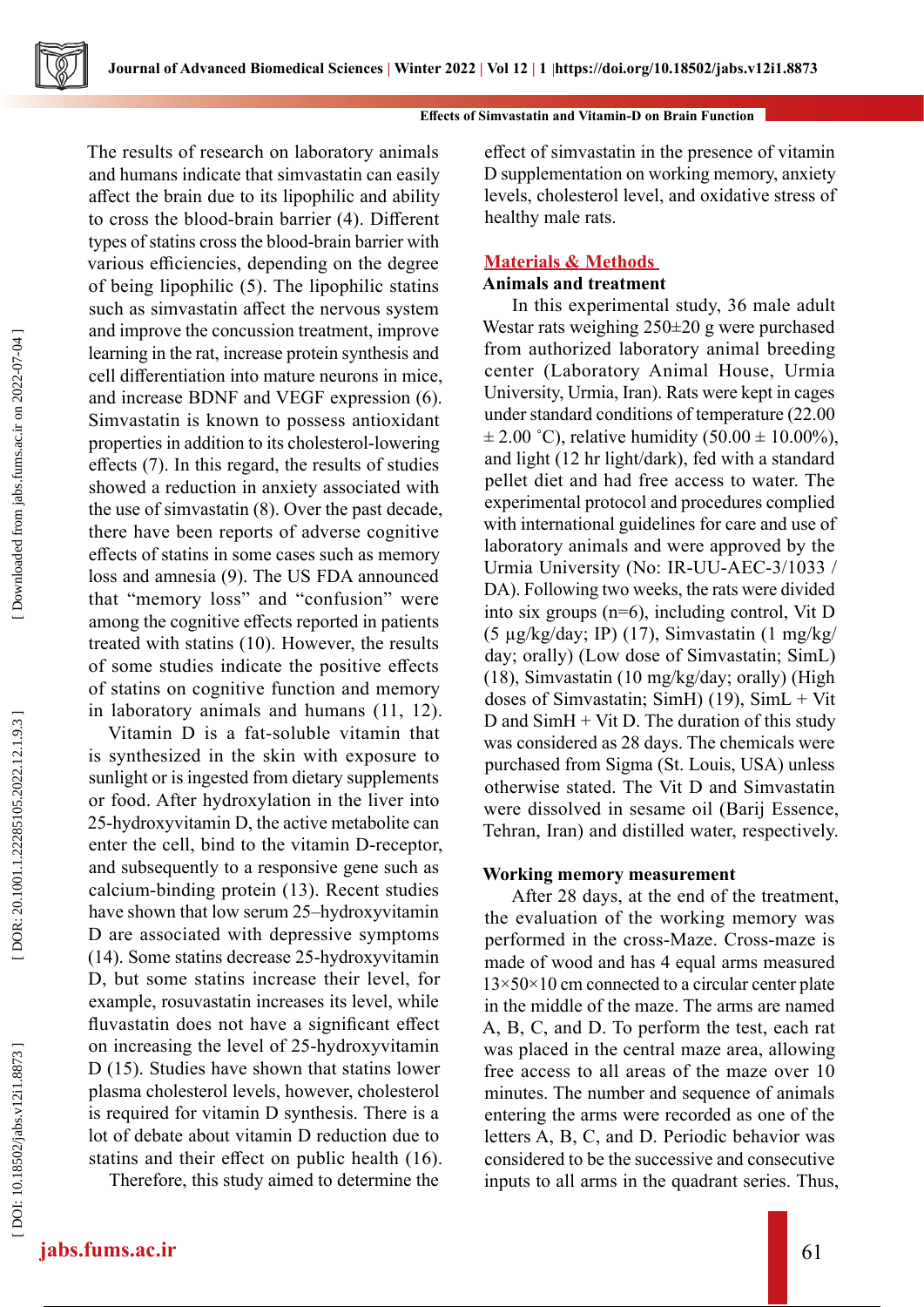The results of research on laboratory animals and humans indicate that simvastatin can easily affect the brain due to its lipophilic and ability to cross the blood-brain barrier (4). Different types of statins cross the blood-brain barrier with various efficiencies, depending on the degree of being lipophilic (5). The lipophilic statins such as simvastatin affect the nervous system and improve the concussion treatment, improve learning in the rat, increase protein synthesis and cell differentiation into mature neurons in mice, and increase BDNF and VEGF expression (6). Simvastatin is known to possess antioxidant properties in addition to its cholesterol-lowering effects (7). In this regard, the results of studies showed a reduction in anxiety associated with the use of simvastatin (8). Over the past decade, there have been reports of adverse cognitive effects of statins in some cases such as memory loss and amnesia (9). The US FDA announced that "memory loss" and "confusion" were among the cognitive effects reported in patients treated with statins (10). However, the results of some studies indicate the positive effects of statins on cognitive function and memory in laboratory animals and humans (11, 12).

Vitamin D is a fat-soluble vitamin that is synthesized in the skin with exposure to sunlight or is ingested from dietary supplements or food. After hydroxylation in the liver into 25-hydroxyvitamin D, the active metabolite can enter the cell, bind to the vitamin D-receptor, and subsequently to a responsive gene such as calcium-binding protein (13). Recent studies have shown that low serum 25–hydroxyvitamin D are associated with depressive symptoms (14). Some statins decrease 25-hydroxyvitamin D, but some statins increase their level, for example, rosuvastatin increases its level, while fluvastatin does not have a significant effect on increasing the level of 25-hydroxyvitamin D (15). Studies have shown that statins lower plasma cholesterol levels, however, cholesterol is required for vitamin D synthesis. There is a lot of debate about vitamin D reduction due to statins and their effect on public health (16).

Therefore, this study aimed to determine the effect of simvastatin in the presence of vitamin D supplementation on working memory, anxiety levels, cholesterol level, and oxidative stress of healthy male rats.

## Materials & Methods

### Animals and treatment

In this experimental study, 36 male adult Westar rats weighing 250±20 g were purchased from authorized laboratory animal breeding center (Laboratory Animal House, Urmia University, Urmia, Iran). Rats were kept in cages under standard conditions of temperature (22.00 ± 2.00 ˚C), relative humidity (50.00 ± 10.00%), and light (12 hr light/dark), fed with a standard pellet diet and had free access to water. The experimental protocol and procedures complied with international guidelines for care and use of laboratory animals and were approved by the Urmia University (No: IR-UU-AEC-3/1033 / DA). Following two weeks, the rats were divided into six groups (n=6), including control, Vit D (5 µg/kg/day; IP) (17), Simvastatin (1 mg/kg/day; orally) (Low dose of Simvastatin; SimL) (18), Simvastatin (10 mg/kg/day; orally) (High doses of Simvastatin; SimH) (19), SimL + Vit D and SimH + Vit D. The duration of this study was considered as 28 days. The chemicals were purchased from Sigma (St. Louis, USA) unless otherwise stated. The Vit D and Simvastatin were dissolved in sesame oil (Barij Essence, Tehran, Iran) and distilled water, respectively.

### Working memory measurement

After 28 days, at the end of the treatment, the evaluation of the working memory was performed in the cross-Maze. Cross-maze is made of wood and has 4 equal arms measured 13×50×10 cm connected to a circular center plate in the middle of the maze. The arms are named A, B, C, and D. To perform the test, each rat was placed in the central maze area, allowing free access to all areas of the maze over 10 minutes. The number and sequence of animals entering the arms were recorded as one of the letters A, B, C, and D. Periodic behavior was considered to be the successive and consecutive inputs to all arms in the quadrant series. Thus,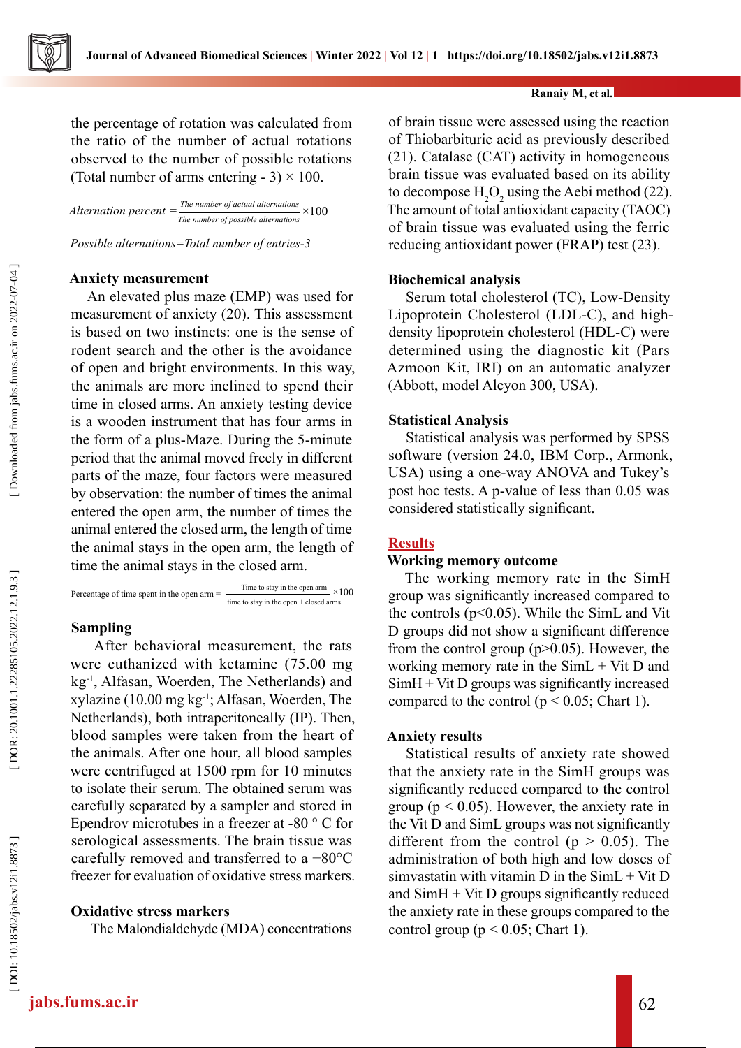the percentage of rotation was calculated from the ratio of the number of actual rotations observed to the number of possible rotations (Total number of arms entering - 3) × 100.

$$\textit{Alternation percent} = \frac{\textit{The number of actual alternations}}{\textit{The number of possible alternations}} \times 100$$

*Possible alternations=Total number of entries-3*

### Anxiety measurement

An elevated plus maze (EMP) was used for measurement of anxiety (20). This assessment is based on two instincts: one is the sense of rodent search and the other is the avoidance of open and bright environments. In this way, the animals are more inclined to spend their time in closed arms. An anxiety testing device is a wooden instrument that has four arms in the form of a plus-Maze. During the 5-minute period that the animal moved freely in different parts of the maze, four factors were measured by observation: the number of times the animal entered the open arm, the number of times the animal entered the closed arm, the length of time the animal stays in the open arm, the length of time the animal stays in the closed arm.

$$\text{Percentage of time spent in the open arm} = \frac{\text{Time to stay in the open arm}}{\text{time to stay in the open + closed arms}} \times 100$$

### Sampling

After behavioral measurement, the rats were euthanized with ketamine (75.00 mg $kg^{-1}$, Alfasan, Woerden, The Netherlands) and xylazine (10.00 mg $kg^{-1}$; Alfasan, Woerden, The Netherlands), both intraperitoneally (IP). Then, blood samples were taken from the heart of the animals. After one hour, all blood samples were centrifuged at 1500 rpm for 10 minutes to isolate their serum. The obtained serum was carefully separated by a sampler and stored in Ependrov microtubes in a freezer at -80 ° C for serological assessments. The brain tissue was carefully removed and transferred to a −80°C freezer for evaluation of oxidative stress markers.

### Oxidative stress markers

The Malondialdehyde (MDA) concentrations of brain tissue were assessed using the reaction of Thiobarbituric acid as previously described (21). Catalase (CAT) activity in homogeneous brain tissue was evaluated based on its ability to decompose $H_2O_2$ using the Aebi method (22). The amount of total antioxidant capacity (TAOC) of brain tissue was evaluated using the ferric reducing antioxidant power (FRAP) test (23).

### Biochemical analysis

Serum total cholesterol (TC), Low-Density Lipoprotein Cholesterol (LDL-C), and high-density lipoprotein cholesterol (HDL-C) were determined using the diagnostic kit (Pars Azmoon Kit, IRI) on an automatic analyzer (Abbott, model Alcyon 300, USA).

### Statistical Analysis

Statistical analysis was performed by SPSS software (version 24.0, IBM Corp., Armonk, USA) using a one-way ANOVA and Tukey's post hoc tests. A p-value of less than 0.05 was considered statistically significant.

## Results

### Working memory outcome

The working memory rate in the SimH group was significantly increased compared to the controls ($p<0.05$). While the SimL and Vit D groups did not show a significant difference from the control group ($p>0.05$). However, the working memory rate in the SimL + Vit D and SimH + Vit D groups was significantly increased compared to the control ($p < 0.05$; Chart 1).

### Anxiety results

Statistical results of anxiety rate showed that the anxiety rate in the SimH groups was significantly reduced compared to the control group ($p < 0.05$). However, the anxiety rate in the Vit D and SimL groups was not significantly different from the control ($p > 0.05$). The administration of both high and low doses of simvastatin with vitamin D in the SimL + Vit D and SimH + Vit D groups significantly reduced the anxiety rate in these groups compared to the control group ($p < 0.05$; Chart 1).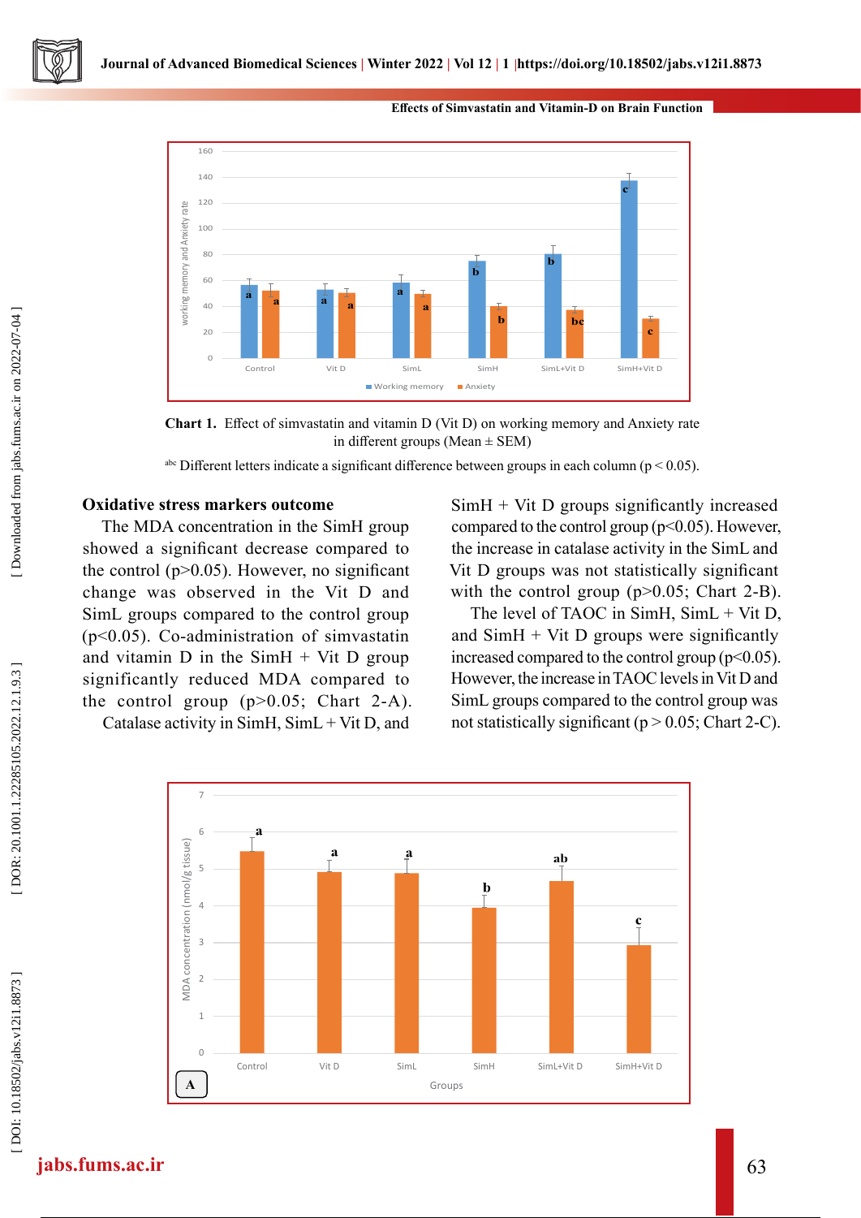**Chart 1.** Effect of simvastatin and vitamin D (Vit D) on working memory and Anxiety rate in different groups (Mean ± SEM)

[abc] Different letters indicate a significant difference between groups in each column ($p < 0.05$).

### Oxidative stress markers outcome

The MDA concentration in the SimH group showed a significant decrease compared to the control ($p>0.05$). However, no significant change was observed in the Vit D and SimL groups compared to the control group ($p<0.05$). Co-administration of simvastatin and vitamin D in the SimH + Vit D group significantly reduced MDA compared to the control group ($p>0.05$; Chart 2-A).

Catalase activity in SimH, SimL + Vit D, and SimH + Vit D groups significantly increased compared to the control group ($p<0.05$). However, the increase in catalase activity in the SimL and Vit D groups was not statistically significant with the control group ($p>0.05$; Chart 2-B).

The level of TAOC in SimH, SimL + Vit D, and SimH + Vit D groups were significantly increased compared to the control group ($p<0.05$). However, the increase in TAOC levels in Vit D and SimL groups compared to the control group was not statistically significant ($p > 0.05$; Chart 2-C).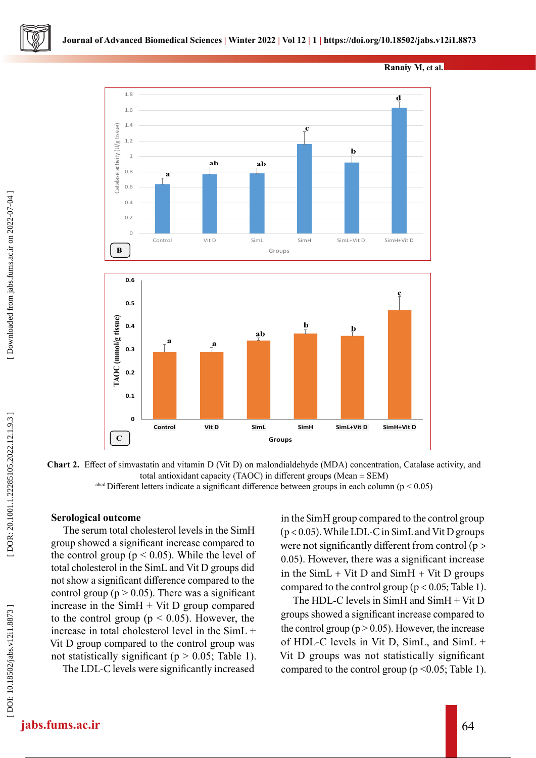B

C

**Chart 2.** Effect of simvastatin and vitamin D (Vit D) on malondialdehyde (MDA) concentration, Catalase activity, and total antioxidant capacity (TAOC) in different groups (Mean ± SEM)

[abcd] Different letters indicate a significant difference between groups in each column ($p < 0.05$)

### Serological outcome

The serum total cholesterol levels in the SimH group showed a significant increase compared to the control group ($p < 0.05$). While the level of total cholesterol in the SimL and Vit D groups did not show a significant difference compared to the control group ($p > 0.05$). There was a significant increase in the SimH + Vit D group compared to the control group ($p < 0.05$). However, the increase in total cholesterol level in the SimL + Vit D group compared to the control group was not statistically significant ($p > 0.05$; Table 1).

The LDL-C levels were significantly increased in the SimH group compared to the control group ($p < 0.05$). While LDL-C in SimL and Vit D groups were not significantly different from control ($p > 0.05$). However, there was a significant increase in the SimL + Vit D and SimH + Vit D groups compared to the control group ($p < 0.05$; Table 1).

The HDL-C levels in SimH and SimH + Vit D groups showed a significant increase compared to the control group ($p > 0.05$). However, the increase of HDL-C levels in Vit D, SimL, and SimL + Vit D groups was not statistically significant compared to the control group ($p <0.05$; Table 1).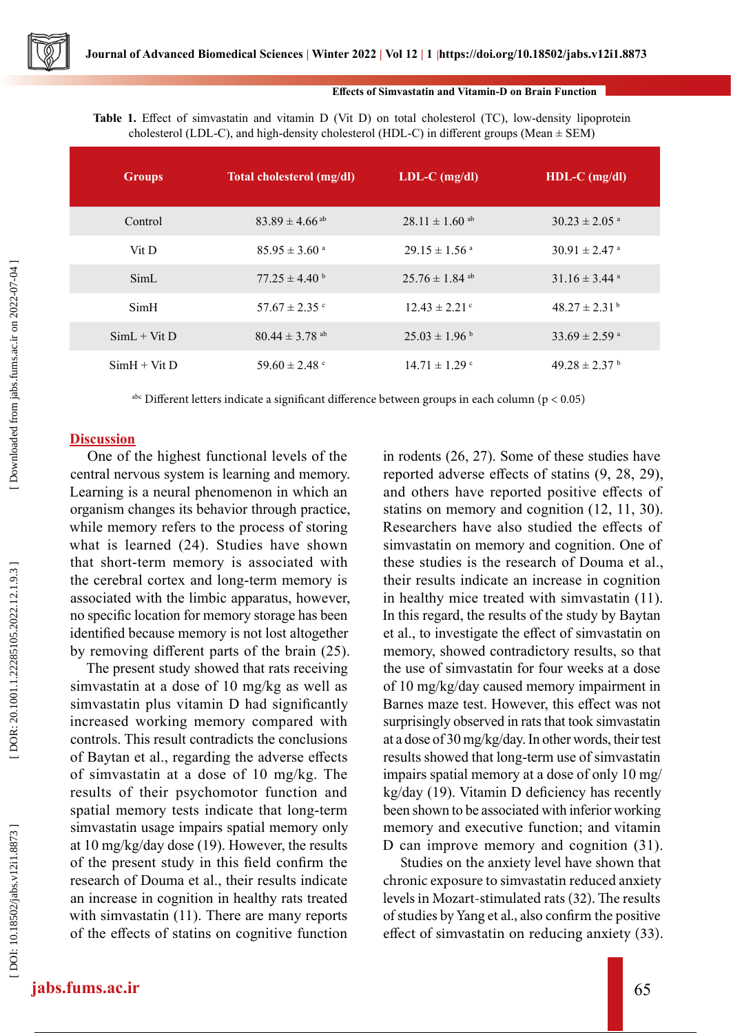**Table 1.** Effect of simvastatin and vitamin D (Vit D) on total cholesterol (TC), low-density lipoprotein cholesterol (LDL-C), and high-density cholesterol (HDL-C) in different groups (Mean ± SEM)

| Groups | Total cholesterol (mg/dl) | LDL-C (mg/dl) | HDL-C (mg/dl) |
|---|---|---|---|
| Control | 83.89 ± 4.66 [ab] | 28.11 ± 1.60 [ab] | 30.23 ± 2.05 [a] |
| Vit D | 85.95 ± 3.60 [a] | 29.15 ± 1.56 [a] | 30.91 ± 2.47 [a] |
| SimL | 77.25 ± 4.40 [b] | 25.76 ± 1.84 [ab] | 31.16 ± 3.44 [a] |
| SimH | 57.67 ± 2.35 [c] | 12.43 ± 2.21 [c] | 48.27 ± 2.31 [b] |
| SimL + Vit D | 80.44 ± 3.78 [ab] | 25.03 ± 1.96 [b] | 33.69 ± 2.59 [a] |
| SimH + Vit D | 59.60 ± 2.48 [c] | 14.71 ± 1.29 [c] | 49.28 ± 2.37 [b] |

[abc] Different letters indicate a significant difference between groups in each column ($p < 0.05$)

## Discussion

One of the highest functional levels of the central nervous system is learning and memory. Learning is a neural phenomenon in which an organism changes its behavior through practice, while memory refers to the process of storing what is learned (24). Studies have shown that short-term memory is associated with the cerebral cortex and long-term memory is associated with the limbic apparatus, however, no specific location for memory storage has been identified because memory is not lost altogether by removing different parts of the brain (25).

The present study showed that rats receiving simvastatin at a dose of 10 mg/kg as well as simvastatin plus vitamin D had significantly increased working memory compared with controls. This result contradicts the conclusions of Baytan et al., regarding the adverse effects of simvastatin at a dose of 10 mg/kg. The results of their psychomotor function and spatial memory tests indicate that long-term simvastatin usage impairs spatial memory only at 10 mg/kg/day dose (19). However, the results of the present study in this field confirm the research of Douma et al., their results indicate an increase in cognition in healthy rats treated with simvastatin (11). There are many reports of the effects of statins on cognitive function in rodents (26, 27). Some of these studies have reported adverse effects of statins (9, 28, 29), and others have reported positive effects of statins on memory and cognition (12, 11, 30). Researchers have also studied the effects of simvastatin on memory and cognition. One of these studies is the research of Douma et al., their results indicate an increase in cognition in healthy mice treated with simvastatin (11). In this regard, the results of the study by Baytan et al., to investigate the effect of simvastatin on memory, showed contradictory results, so that the use of simvastatin for four weeks at a dose of 10 mg/kg/day caused memory impairment in Barnes maze test. However, this effect was not surprisingly observed in rats that took simvastatin at a dose of 30 mg/kg/day. In other words, their test results showed that long-term use of simvastatin impairs spatial memory at a dose of only 10 mg/kg/day (19). Vitamin D deficiency has recently been shown to be associated with inferior working memory and executive function; and vitamin D can improve memory and cognition (31).

Studies on the anxiety level have shown that chronic exposure to simvastatin reduced anxiety levels in Mozart-stimulated rats (32). The results of studies by Yang et al., also confirm the positive effect of simvastatin on reducing anxiety (33).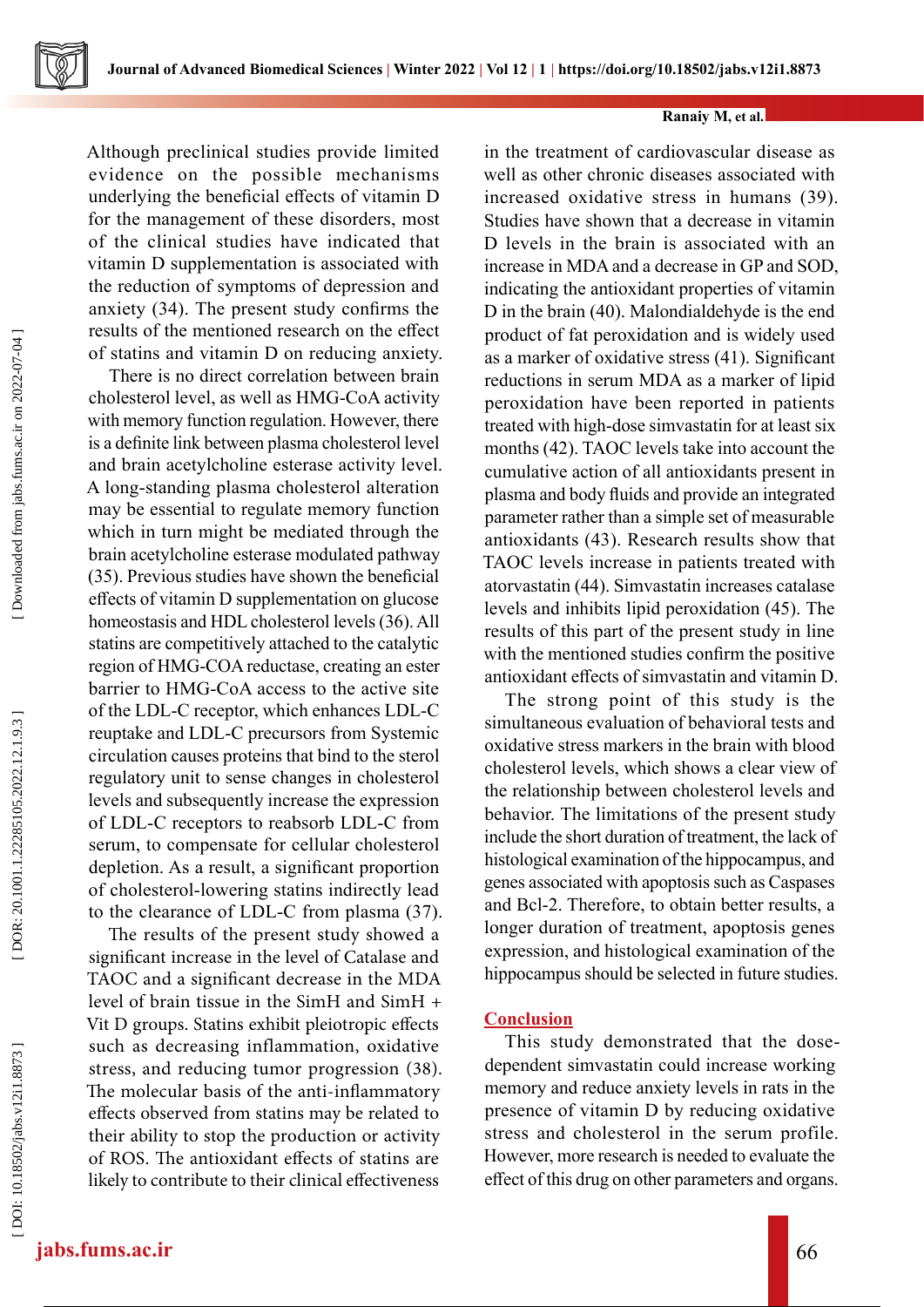Although preclinical studies provide limited evidence on the possible mechanisms underlying the beneficial effects of vitamin D for the management of these disorders, most of the clinical studies have indicated that vitamin D supplementation is associated with the reduction of symptoms of depression and anxiety (34). The present study confirms the results of the mentioned research on the effect of statins and vitamin D on reducing anxiety.

There is no direct correlation between brain cholesterol level, as well as HMG-CoA activity with memory function regulation. However, there is a definite link between plasma cholesterol level and brain acetylcholine esterase activity level. A long-standing plasma cholesterol alteration may be essential to regulate memory function which in turn might be mediated through the brain acetylcholine esterase modulated pathway (35). Previous studies have shown the beneficial effects of vitamin D supplementation on glucose homeostasis and HDL cholesterol levels (36). All statins are competitively attached to the catalytic region of HMG-COA reductase, creating an ester barrier to HMG-CoA access to the active site of the LDL-C receptor, which enhances LDL-C reuptake and LDL-C precursors from Systemic circulation causes proteins that bind to the sterol regulatory unit to sense changes in cholesterol levels and subsequently increase the expression of LDL-C receptors to reabsorb LDL-C from serum, to compensate for cellular cholesterol depletion. As a result, a significant proportion of cholesterol-lowering statins indirectly lead to the clearance of LDL-C from plasma (37).

The results of the present study showed a significant increase in the level of Catalase and TAOC and a significant decrease in the MDA level of brain tissue in the SimH and SimH + Vit D groups. Statins exhibit pleiotropic effects such as decreasing inflammation, oxidative stress, and reducing tumor progression (38). The molecular basis of the anti-inflammatory effects observed from statins may be related to their ability to stop the production or activity of ROS. The antioxidant effects of statins are likely to contribute to their clinical effectiveness in the treatment of cardiovascular disease as well as other chronic diseases associated with increased oxidative stress in humans (39). Studies have shown that a decrease in vitamin D levels in the brain is associated with an increase in MDA and a decrease in GP and SOD, indicating the antioxidant properties of vitamin D in the brain (40). Malondialdehyde is the end product of fat peroxidation and is widely used as a marker of oxidative stress (41). Significant reductions in serum MDA as a marker of lipid peroxidation have been reported in patients treated with high-dose simvastatin for at least six months (42). TAOC levels take into account the cumulative action of all antioxidants present in plasma and body fluids and provide an integrated parameter rather than a simple set of measurable antioxidants (43). Research results show that TAOC levels increase in patients treated with atorvastatin (44). Simvastatin increases catalase levels and inhibits lipid peroxidation (45). The results of this part of the present study in line with the mentioned studies confirm the positive antioxidant effects of simvastatin and vitamin D.

The strong point of this study is the simultaneous evaluation of behavioral tests and oxidative stress markers in the brain with blood cholesterol levels, which shows a clear view of the relationship between cholesterol levels and behavior. The limitations of the present study include the short duration of treatment, the lack of histological examination of the hippocampus, and genes associated with apoptosis such as Caspases and Bcl-2. Therefore, to obtain better results, a longer duration of treatment, apoptosis genes expression, and histological examination of the hippocampus should be selected in future studies.

## Conclusion

This study demonstrated that the dose-dependent simvastatin could increase working memory and reduce anxiety levels in rats in the presence of vitamin D by reducing oxidative stress and cholesterol in the serum profile. However, more research is needed to evaluate the effect of this drug on other parameters and organs.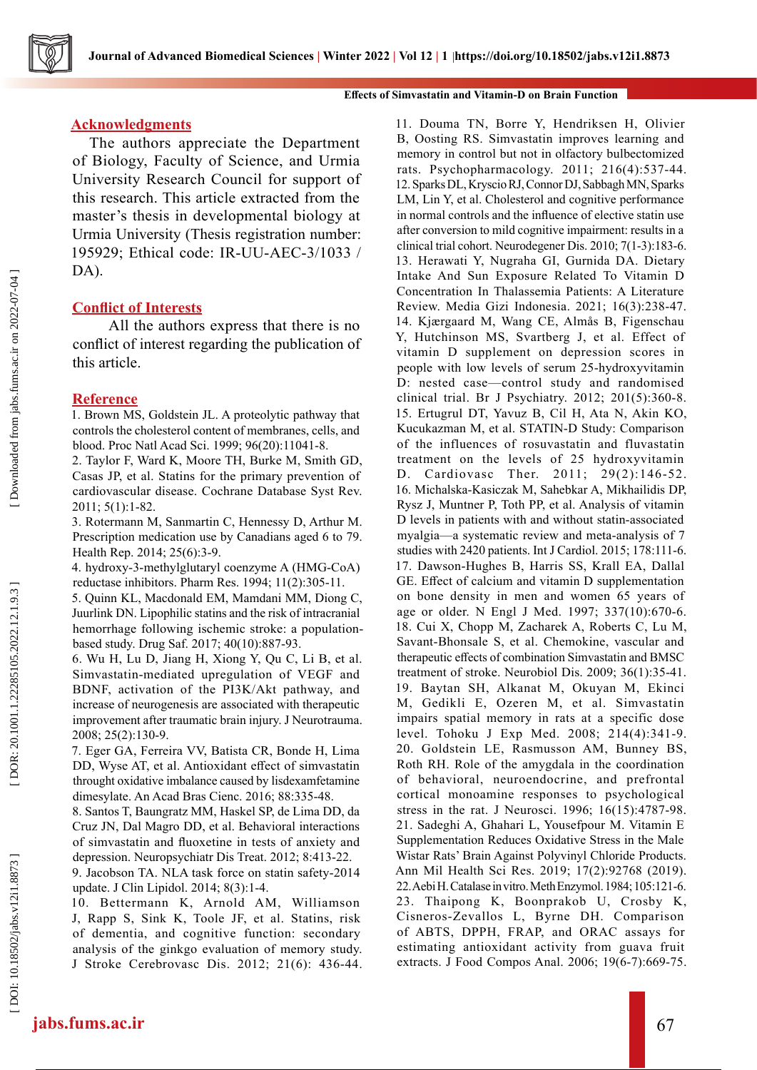## Acknowledgments

The authors appreciate the Department of Biology, Faculty of Science, and Urmia University Research Council for support of this research. This article extracted from the master's thesis in developmental biology at Urmia University (Thesis registration number: 195929; Ethical code: IR-UU-AEC-3/1033 / DA).

## Conflict of Interests

All the authors express that there is no conflict of interest regarding the publication of this article.

## Reference

1. Brown MS, Goldstein JL. A proteolytic pathway that controls the cholesterol content of membranes, cells, and blood. Proc Natl Acad Sci. 1999; 96(20):11041-8.
2. Taylor F, Ward K, Moore TH, Burke M, Smith GD, Casas JP, et al. Statins for the primary prevention of cardiovascular disease. Cochrane Database Syst Rev. 2011; 5(1):1-82.
3. Rotermann M, Sanmartin C, Hennessy D, Arthur M. Prescription medication use by Canadians aged 6 to 79. Health Rep. 2014; 25(6):3-9.
4. hydroxy-3-methylglutaryl coenzyme A (HMG-CoA) reductase inhibitors. Pharm Res. 1994; 11(2):305-11.
5. Quinn KL, Macdonald EM, Mamdani MM, Diong C, Juurlink DN. Lipophilic statins and the risk of intracranial hemorrhage following ischemic stroke: a population-based study. Drug Saf. 2017; 40(10):887-93.
6. Wu H, Lu D, Jiang H, Xiong Y, Qu C, Li B, et al. Simvastatin-mediated upregulation of VEGF and BDNF, activation of the PI3K/Akt pathway, and increase of neurogenesis are associated with therapeutic improvement after traumatic brain injury. J Neurotrauma. 2008; 25(2):130-9.
7. Eger GA, Ferreira VV, Batista CR, Bonde H, Lima DD, Wyse AT, et al. Antioxidant effect of simvastatin throught oxidative imbalance caused by lisdexamfetamine dimesylate. An Acad Bras Cienc. 2016; 88:335-48.
8. Santos T, Baungratz MM, Haskel SP, de Lima DD, da Cruz JN, Dal Magro DD, et al. Behavioral interactions of simvastatin and fluoxetine in tests of anxiety and depression. Neuropsychiatr Dis Treat. 2012; 8:413-22.
9. Jacobson TA. NLA task force on statin safety-2014 update. J Clin Lipidol. 2014; 8(3):1-4.
10. Bettermann K, Arnold AM, Williamson J, Rapp S, Sink K, Toole JF, et al. Statins, risk of dementia, and cognitive function: secondary analysis of the ginkgo evaluation of memory study. J Stroke Cerebrovasc Dis. 2012; 21(6): 436-44.
11. Douma TN, Borre Y, Hendriksen H, Olivier B, Oosting RS. Simvastatin improves learning and memory in control but not in olfactory bulbectomized rats. Psychopharmacology. 2011; 216(4):537-44.
12. Sparks DL, Kryscio RJ, Connor DJ, Sabbagh MN, Sparks LM, Lin Y, et al. Cholesterol and cognitive performance in normal controls and the influence of elective statin use after conversion to mild cognitive impairment: results in a clinical trial cohort. Neurodegener Dis. 2010; 7(1-3):183-6.
13. Herawati Y, Nugraha GI, Gurnida DA. Dietary Intake And Sun Exposure Related To Vitamin D Concentration In Thalassemia Patients: A Literature Review. Media Gizi Indonesia. 2021; 16(3):238-47.
14. Kjærgaard M, Wang CE, Almås B, Figenschau Y, Hutchinson MS, Svartberg J, et al. Effect of vitamin D supplement on depression scores in people with low levels of serum 25-hydroxyvitamin D: nested case—control study and randomised clinical trial. Br J Psychiatry. 2012; 201(5):360-8.
15. Ertugrul DT, Yavuz B, Cil H, Ata N, Akin KO, Kucukazman M, et al. STATIN-D Study: Comparison of the influences of rosuvastatin and fluvastatin treatment on the levels of 25 hydroxyvitamin D. Cardiovasc Ther. 2011; 29(2):146-52.
16. Michalska-Kasiczak M, Sahebkar A, Mikhailidis DP, Rysz J, Muntner P, Toth PP, et al. Analysis of vitamin D levels in patients with and without statin-associated myalgia—a systematic review and meta-analysis of 7 studies with 2420 patients. Int J Cardiol. 2015; 178:111-6.
17. Dawson-Hughes B, Harris SS, Krall EA, Dallal GE. Effect of calcium and vitamin D supplementation on bone density in men and women 65 years of age or older. N Engl J Med. 1997; 337(10):670-6.
18. Cui X, Chopp M, Zacharek A, Roberts C, Lu M, Savant-Bhonsale S, et al. Chemokine, vascular and therapeutic effects of combination Simvastatin and BMSC treatment of stroke. Neurobiol Dis. 2009; 36(1):35-41.
19. Baytan SH, Alkanat M, Okuyan M, Ekinci M, Gedikli E, Ozeren M, et al. Simvastatin impairs spatial memory in rats at a specific dose level. Tohoku J Exp Med. 2008; 214(4):341-9.
20. Goldstein LE, Rasmusson AM, Bunney BS, Roth RH. Role of the amygdala in the coordination of behavioral, neuroendocrine, and prefrontal cortical monoamine responses to psychological stress in the rat. J Neurosci. 1996; 16(15):4787-98.
21. Sadeghi A, Ghahari L, Yousefpour M. Vitamin E Supplementation Reduces Oxidative Stress in the Male Wistar Rats' Brain Against Polyvinyl Chloride Products. Ann Mil Health Sci Res. 2019; 17(2):92768 (2019).
22. Aebi H. Catalase in vitro. Meth Enzymol. 1984; 105:121-6.
23. Thaipong K, Boonprakob U, Crosby K, Cisneros-Zevallos L, Byrne DH. Comparison of ABTS, DPPH, FRAP, and ORAC assays for estimating antioxidant activity from guava fruit extracts. J Food Compos Anal. 2006; 19(6-7):669-75.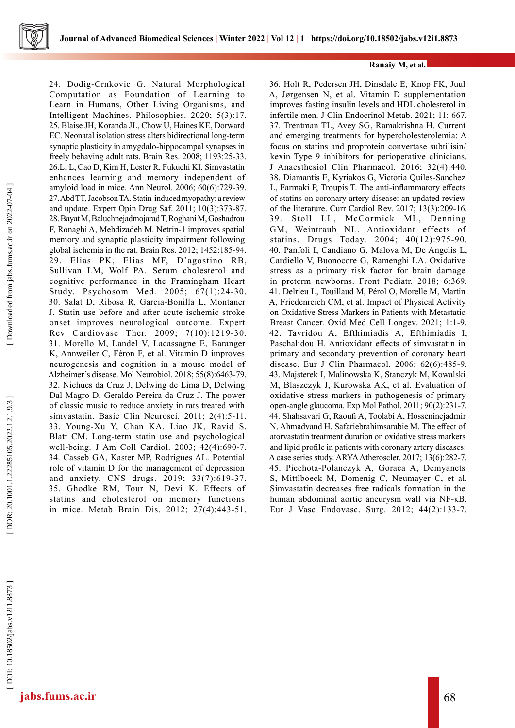24. Dodig-Crnkovic G. Natural Morphological Computation as Foundation of Learning to Learn in Humans, Other Living Organisms, and Intelligent Machines. Philosophies. 2020; 5(3):17.

25. Blaise JH, Koranda JL, Chow U, Haines KE, Dorward EC. Neonatal isolation stress alters bidirectional long-term synaptic plasticity in amygdalo-hippocampal synapses in freely behaving adult rats. Brain Res. 2008; 1193:25-33.

26. Li L, Cao D, Kim H, Lester R, Fukuchi KI. Simvastatin enhances learning and memory independent of amyloid load in mice. Ann Neurol. 2006; 60(6):729-39.

27. Abd TT, Jacobson TA. Statin-induced myopathy: a review and update. Expert Opin Drug Saf. 2011; 10(3):373-87.

28. Bayat M, Baluchnejadmojarad T, Roghani M, Goshadrou F, Ronaghi A, Mehdizadeh M. Netrin-1 improves spatial memory and synaptic plasticity impairment following global ischemia in the rat. Brain Res. 2012; 1452:185-94.

29. Elias PK, Elias MF, D'agostino RB, Sullivan LM, Wolf PA. Serum cholesterol and cognitive performance in the Framingham Heart Study. Psychosom Med. 2005; 67(1):24-30.

30. Salat D, Ribosa R, Garcia-Bonilla L, Montaner J. Statin use before and after acute ischemic stroke onset improves neurological outcome. Expert Rev Cardiovasc Ther. 2009; 7(10):1219-30.

31. Morello M, Landel V, Lacassagne E, Baranger K, Annweiler C, Féron F, et al. Vitamin D improves neurogenesis and cognition in a mouse model of Alzheimer's disease. Mol Neurobiol. 2018; 55(8):6463-79.

32. Niehues da Cruz J, Delwing de Lima D, Delwing Dal Magro D, Geraldo Pereira da Cruz J. The power of classic music to reduce anxiety in rats treated with simvastatin. Basic Clin Neurosci. 2011; 2(4):5-11.

33. Young-Xu Y, Chan KA, Liao JK, Ravid S, Blatt CM. Long-term statin use and psychological well-being. J Am Coll Cardiol. 2003; 42(4):690-7.

34. Casseb GA, Kaster MP, Rodrigues AL. Potential role of vitamin D for the management of depression and anxiety. CNS drugs. 2019; 33(7):619-37.

35. Ghodke RM, Tour N, Devi K. Effects of statins and cholesterol on memory functions in mice. Metab Brain Dis. 2012; 27(4):443-51.

36. Holt R, Pedersen JH, Dinsdale E, Knop FK, Juul A, Jørgensen N, et al. Vitamin D supplementation improves fasting insulin levels and HDL cholesterol in infertile men. J Clin Endocrinol Metab. 2021; 11: 667.

37. Trentman TL, Avey SG, Ramakrishna H. Current and emerging treatments for hypercholesterolemia: A focus on statins and proprotein convertase subtilisin/kexin Type 9 inhibitors for perioperative clinicians. J Anaesthesiol Clin Pharmacol. 2016; 32(4):440.

38. Diamantis E, Kyriakos G, Victoria Quiles-Sanchez L, Farmaki P, Troupis T. The anti-inflammatory effects of statins on coronary artery disease: an updated review of the literature. Curr Cardiol Rev. 2017; 13(3):209-16.

39. Stoll LL, McCormick ML, Denning GM, Weintraub NL. Antioxidant effects of statins. Drugs Today. 2004; 40(12):975-90.

40. Panfoli I, Candiano G, Malova M, De Angelis L, Cardiello V, Buonocore G, Ramenghi LA. Oxidative stress as a primary risk factor for brain damage in preterm newborns. Front Pediatr. 2018; 6:369.

41. Delrieu L, Touillaud M, Pérol O, Morelle M, Martin A, Friedenreich CM, et al. Impact of Physical Activity on Oxidative Stress Markers in Patients with Metastatic Breast Cancer. Oxid Med Cell Longev. 2021; 1:1-9.

42. Tavridou A, Efthimiadis A, Efthimiadis I, Paschalidou H. Antioxidant effects of simvastatin in primary and secondary prevention of coronary heart disease. Eur J Clin Pharmacol. 2006; 62(6):485-9.

43. Majsterek I, Malinowska K, Stanczyk M, Kowalski M, Blaszczyk J, Kurowska AK, et al. Evaluation of oxidative stress markers in pathogenesis of primary open-angle glaucoma. Exp Mol Pathol. 2011; 90(2):231-7.

44. Shahsavari G, Raoufi A, Toolabi A, Hosseninejadmir N, Ahmadvand H, Safariebrahimsarabie M. The effect of atorvastatin treatment duration on oxidative stress markers and lipid profile in patients with coronary artery diseases: A case series study. ARYA Atheroscler. 2017; 13(6):282-7.

45. Piechota-Polanczyk A, Goraca A, Demyanets S, Mittlboeck M, Domenig C, Neumayer C, et al. Simvastatin decreases free radicals formation in the human abdominal aortic aneurysm wall via NF-κB. Eur J Vasc Endovasc. Surg. 2012; 44(2):133-7.